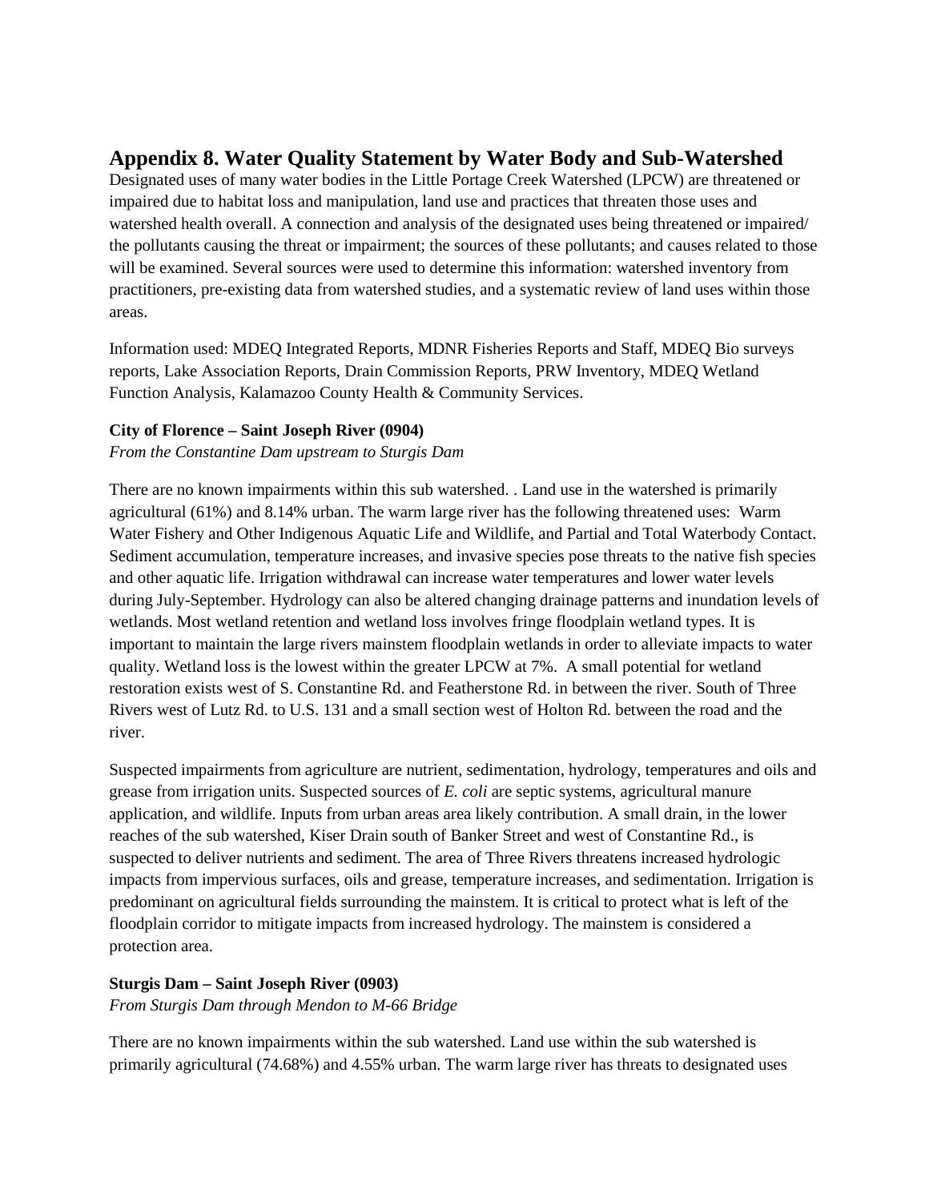## Appendix 8. Water Quality Statement by Water Body and Sub-Watershed

Designated uses of many water bodies in the Little Portage Creek Watershed (LPCW) are threatened or impaired due to habitat loss and manipulation, land use and practices that threaten those uses and watershed health overall. A connection and analysis of the designated uses being threatened or impaired/ the pollutants causing the threat or impairment; the sources of these pollutants; and causes related to those will be examined. Several sources were used to determine this information: watershed inventory from practitioners, pre-existing data from watershed studies, and a systematic review of land uses within those areas.

Information used: MDEQ Integrated Reports, MDNR Fisheries Reports and Staff, MDEQ Bio surveys reports, Lake Association Reports, Drain Commission Reports, PRW Inventory, MDEQ Wetland Function Analysis, Kalamazoo County Health & Community Services.

**City of Florence – Saint Joseph River (0904)**

*From the Constantine Dam upstream to Sturgis Dam*

There are no known impairments within this sub watershed. . Land use in the watershed is primarily agricultural (61%) and 8.14% urban. The warm large river has the following threatened uses: Warm Water Fishery and Other Indigenous Aquatic Life and Wildlife, and Partial and Total Waterbody Contact. Sediment accumulation, temperature increases, and invasive species pose threats to the native fish species and other aquatic life. Irrigation withdrawal can increase water temperatures and lower water levels during July-September. Hydrology can also be altered changing drainage patterns and inundation levels of wetlands. Most wetland retention and wetland loss involves fringe floodplain wetland types. It is important to maintain the large rivers mainstem floodplain wetlands in order to alleviate impacts to water quality. Wetland loss is the lowest within the greater LPCW at 7%. A small potential for wetland restoration exists west of S. Constantine Rd. and Featherstone Rd. in between the river. South of Three Rivers west of Lutz Rd. to U.S. 131 and a small section west of Holton Rd. between the road and the river.

Suspected impairments from agriculture are nutrient, sedimentation, hydrology, temperatures and oils and grease from irrigation units. Suspected sources of *E. coli* are septic systems, agricultural manure application, and wildlife. Inputs from urban areas area likely contribution. A small drain, in the lower reaches of the sub watershed, Kiser Drain south of Banker Street and west of Constantine Rd., is suspected to deliver nutrients and sediment. The area of Three Rivers threatens increased hydrologic impacts from impervious surfaces, oils and grease, temperature increases, and sedimentation. Irrigation is predominant on agricultural fields surrounding the mainstem. It is critical to protect what is left of the floodplain corridor to mitigate impacts from increased hydrology. The mainstem is considered a protection area.

**Sturgis Dam – Saint Joseph River (0903)**

*From Sturgis Dam through Mendon to M-66 Bridge*

There are no known impairments within the sub watershed. Land use within the sub watershed is primarily agricultural (74.68%) and 4.55% urban. The warm large river has threats to designated uses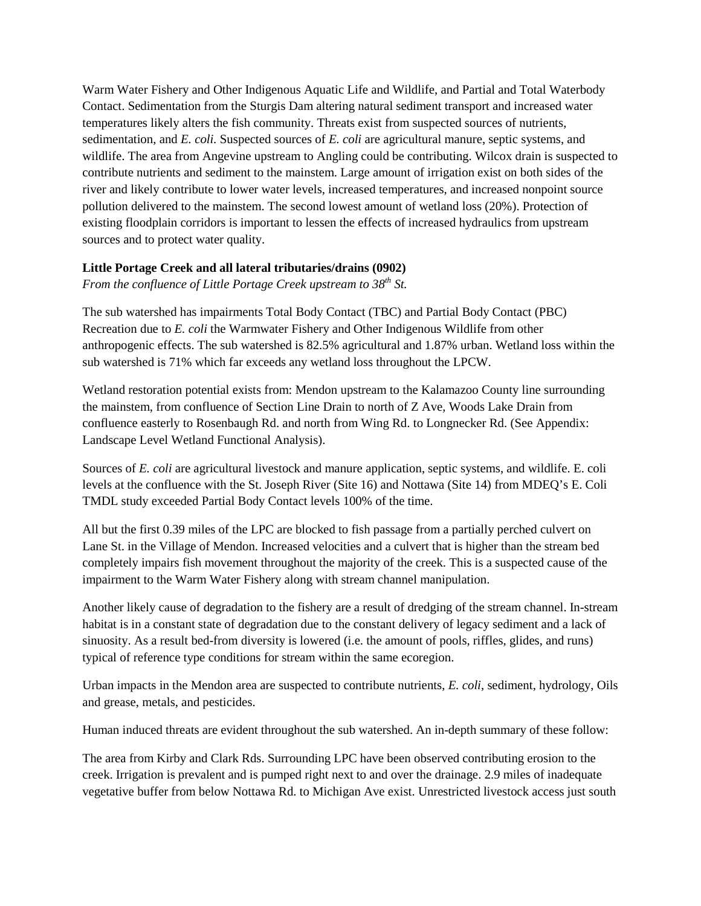Warm Water Fishery and Other Indigenous Aquatic Life and Wildlife, and Partial and Total Waterbody Contact. Sedimentation from the Sturgis Dam altering natural sediment transport and increased water temperatures likely alters the fish community. Threats exist from suspected sources of nutrients, sedimentation, and *E. coli.* Suspected sources of *E. coli* are agricultural manure, septic systems, and wildlife. The area from Angevine upstream to Angling could be contributing. Wilcox drain is suspected to contribute nutrients and sediment to the mainstem. Large amount of irrigation exist on both sides of the river and likely contribute to lower water levels, increased temperatures, and increased nonpoint source pollution delivered to the mainstem. The second lowest amount of wetland loss (20%). Protection of existing floodplain corridors is important to lessen the effects of increased hydraulics from upstream sources and to protect water quality.

**Little Portage Creek and all lateral tributaries/drains (0902)**

*From the confluence of Little Portage Creek upstream to 38th St.*

The sub watershed has impairments Total Body Contact (TBC) and Partial Body Contact (PBC) Recreation due to *E. coli* the Warmwater Fishery and Other Indigenous Wildlife from other anthropogenic effects. The sub watershed is 82.5% agricultural and 1.87% urban. Wetland loss within the sub watershed is 71% which far exceeds any wetland loss throughout the LPCW.

Wetland restoration potential exists from: Mendon upstream to the Kalamazoo County line surrounding the mainstem, from confluence of Section Line Drain to north of Z Ave, Woods Lake Drain from confluence easterly to Rosenbaugh Rd. and north from Wing Rd. to Longnecker Rd. (See Appendix: Landscape Level Wetland Functional Analysis).

Sources of *E. coli* are agricultural livestock and manure application, septic systems, and wildlife. E. coli levels at the confluence with the St. Joseph River (Site 16) and Nottawa (Site 14) from MDEQ's E. Coli TMDL study exceeded Partial Body Contact levels 100% of the time.

All but the first 0.39 miles of the LPC are blocked to fish passage from a partially perched culvert on Lane St. in the Village of Mendon. Increased velocities and a culvert that is higher than the stream bed completely impairs fish movement throughout the majority of the creek. This is a suspected cause of the impairment to the Warm Water Fishery along with stream channel manipulation.

Another likely cause of degradation to the fishery are a result of dredging of the stream channel. In-stream habitat is in a constant state of degradation due to the constant delivery of legacy sediment and a lack of sinuosity. As a result bed-from diversity is lowered (i.e. the amount of pools, riffles, glides, and runs) typical of reference type conditions for stream within the same ecoregion.

Urban impacts in the Mendon area are suspected to contribute nutrients, *E. coli*, sediment, hydrology, Oils and grease, metals, and pesticides.

Human induced threats are evident throughout the sub watershed. An in-depth summary of these follow:

The area from Kirby and Clark Rds. Surrounding LPC have been observed contributing erosion to the creek. Irrigation is prevalent and is pumped right next to and over the drainage. 2.9 miles of inadequate vegetative buffer from below Nottawa Rd. to Michigan Ave exist. Unrestricted livestock access just south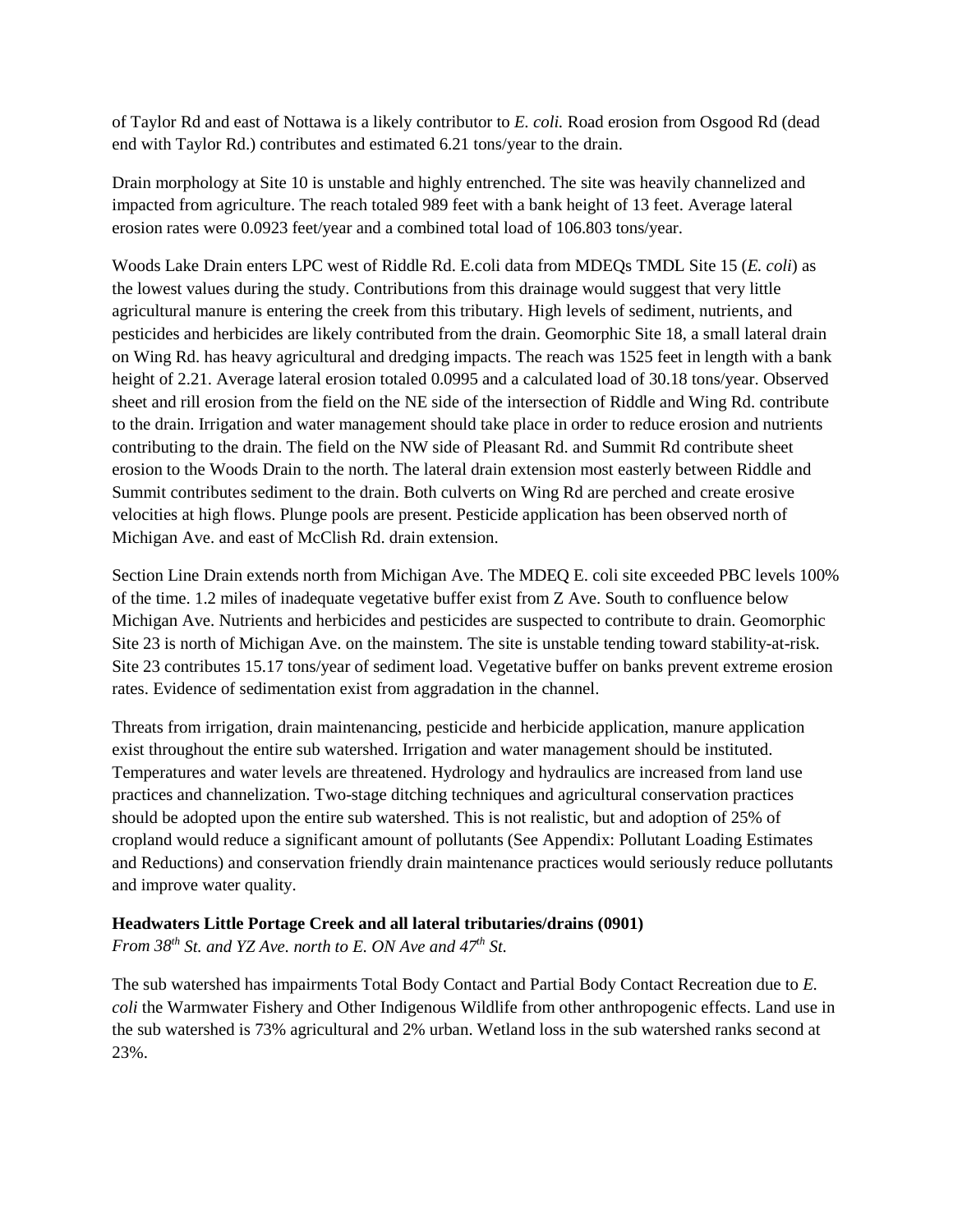of Taylor Rd and east of Nottawa is a likely contributor to *E. coli.* Road erosion from Osgood Rd (dead end with Taylor Rd.) contributes and estimated 6.21 tons/year to the drain.

Drain morphology at Site 10 is unstable and highly entrenched. The site was heavily channelized and impacted from agriculture. The reach totaled 989 feet with a bank height of 13 feet. Average lateral erosion rates were 0.0923 feet/year and a combined total load of 106.803 tons/year.

Woods Lake Drain enters LPC west of Riddle Rd. E.coli data from MDEQs TMDL Site 15 (*E. coli*) as the lowest values during the study. Contributions from this drainage would suggest that very little agricultural manure is entering the creek from this tributary. High levels of sediment, nutrients, and pesticides and herbicides are likely contributed from the drain. Geomorphic Site 18, a small lateral drain on Wing Rd. has heavy agricultural and dredging impacts. The reach was 1525 feet in length with a bank height of 2.21. Average lateral erosion totaled 0.0995 and a calculated load of 30.18 tons/year. Observed sheet and rill erosion from the field on the NE side of the intersection of Riddle and Wing Rd. contribute to the drain. Irrigation and water management should take place in order to reduce erosion and nutrients contributing to the drain. The field on the NW side of Pleasant Rd. and Summit Rd contribute sheet erosion to the Woods Drain to the north. The lateral drain extension most easterly between Riddle and Summit contributes sediment to the drain. Both culverts on Wing Rd are perched and create erosive velocities at high flows. Plunge pools are present. Pesticide application has been observed north of Michigan Ave. and east of McClish Rd. drain extension.

Section Line Drain extends north from Michigan Ave. The MDEQ E. coli site exceeded PBC levels 100% of the time. 1.2 miles of inadequate vegetative buffer exist from Z Ave. South to confluence below Michigan Ave. Nutrients and herbicides and pesticides are suspected to contribute to drain. Geomorphic Site 23 is north of Michigan Ave. on the mainstem. The site is unstable tending toward stability-at-risk. Site 23 contributes 15.17 tons/year of sediment load. Vegetative buffer on banks prevent extreme erosion rates. Evidence of sedimentation exist from aggradation in the channel.

Threats from irrigation, drain maintenancing, pesticide and herbicide application, manure application exist throughout the entire sub watershed. Irrigation and water management should be instituted. Temperatures and water levels are threatened. Hydrology and hydraulics are increased from land use practices and channelization. Two-stage ditching techniques and agricultural conservation practices should be adopted upon the entire sub watershed. This is not realistic, but and adoption of 25% of cropland would reduce a significant amount of pollutants (See Appendix: Pollutant Loading Estimates and Reductions) and conservation friendly drain maintenance practices would seriously reduce pollutants and improve water quality.

**Headwaters Little Portage Creek and all lateral tributaries/drains (0901)**

*From 38th St. and YZ Ave. north to E. ON Ave and 47th St.*

The sub watershed has impairments Total Body Contact and Partial Body Contact Recreation due to *E. coli* the Warmwater Fishery and Other Indigenous Wildlife from other anthropogenic effects. Land use in the sub watershed is 73% agricultural and 2% urban. Wetland loss in the sub watershed ranks second at 23%.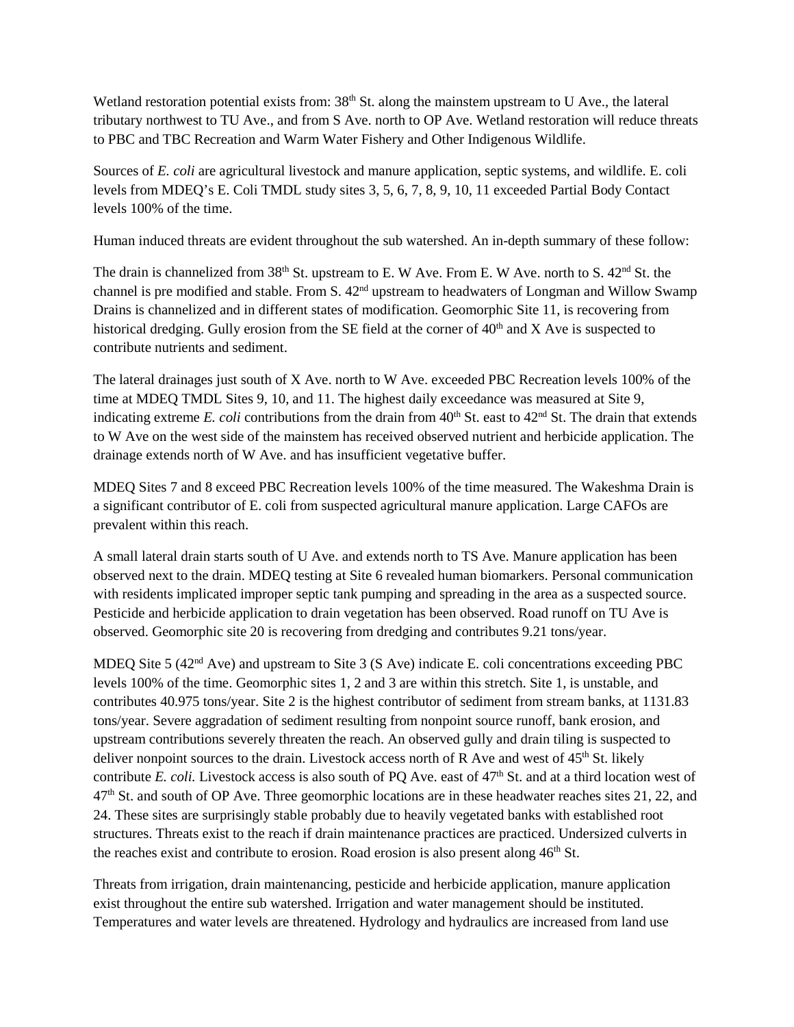Wetland restoration potential exists from: 38th St. along the mainstem upstream to U Ave., the lateral tributary northwest to TU Ave., and from S Ave. north to OP Ave. Wetland restoration will reduce threats to PBC and TBC Recreation and Warm Water Fishery and Other Indigenous Wildlife.

Sources of *E. coli* are agricultural livestock and manure application, septic systems, and wildlife. E. coli levels from MDEQ's E. Coli TMDL study sites 3, 5, 6, 7, 8, 9, 10, 11 exceeded Partial Body Contact levels 100% of the time.

Human induced threats are evident throughout the sub watershed. An in-depth summary of these follow:

The drain is channelized from 38th St. upstream to E. W Ave. From E. W Ave. north to S. 42nd St. the channel is pre modified and stable. From S. 42nd upstream to headwaters of Longman and Willow Swamp Drains is channelized and in different states of modification. Geomorphic Site 11, is recovering from historical dredging. Gully erosion from the SE field at the corner of 40th and X Ave is suspected to contribute nutrients and sediment.

The lateral drainages just south of X Ave. north to W Ave. exceeded PBC Recreation levels 100% of the time at MDEQ TMDL Sites 9, 10, and 11. The highest daily exceedance was measured at Site 9, indicating extreme *E. coli* contributions from the drain from 40th St. east to 42nd St. The drain that extends to W Ave on the west side of the mainstem has received observed nutrient and herbicide application. The drainage extends north of W Ave. and has insufficient vegetative buffer.

MDEQ Sites 7 and 8 exceed PBC Recreation levels 100% of the time measured. The Wakeshma Drain is a significant contributor of E. coli from suspected agricultural manure application. Large CAFOs are prevalent within this reach.

A small lateral drain starts south of U Ave. and extends north to TS Ave. Manure application has been observed next to the drain. MDEQ testing at Site 6 revealed human biomarkers. Personal communication with residents implicated improper septic tank pumping and spreading in the area as a suspected source. Pesticide and herbicide application to drain vegetation has been observed. Road runoff on TU Ave is observed. Geomorphic site 20 is recovering from dredging and contributes 9.21 tons/year.

MDEQ Site 5 (42nd Ave) and upstream to Site 3 (S Ave) indicate E. coli concentrations exceeding PBC levels 100% of the time. Geomorphic sites 1, 2 and 3 are within this stretch. Site 1, is unstable, and contributes 40.975 tons/year. Site 2 is the highest contributor of sediment from stream banks, at 1131.83 tons/year. Severe aggradation of sediment resulting from nonpoint source runoff, bank erosion, and upstream contributions severely threaten the reach. An observed gully and drain tiling is suspected to deliver nonpoint sources to the drain. Livestock access north of R Ave and west of 45th St. likely contribute *E. coli.* Livestock access is also south of PQ Ave. east of 47th St. and at a third location west of 47th St. and south of OP Ave. Three geomorphic locations are in these headwater reaches sites 21, 22, and 24. These sites are surprisingly stable probably due to heavily vegetated banks with established root structures. Threats exist to the reach if drain maintenance practices are practiced. Undersized culverts in the reaches exist and contribute to erosion. Road erosion is also present along 46th St.

Threats from irrigation, drain maintenancing, pesticide and herbicide application, manure application exist throughout the entire sub watershed. Irrigation and water management should be instituted. Temperatures and water levels are threatened. Hydrology and hydraulics are increased from land use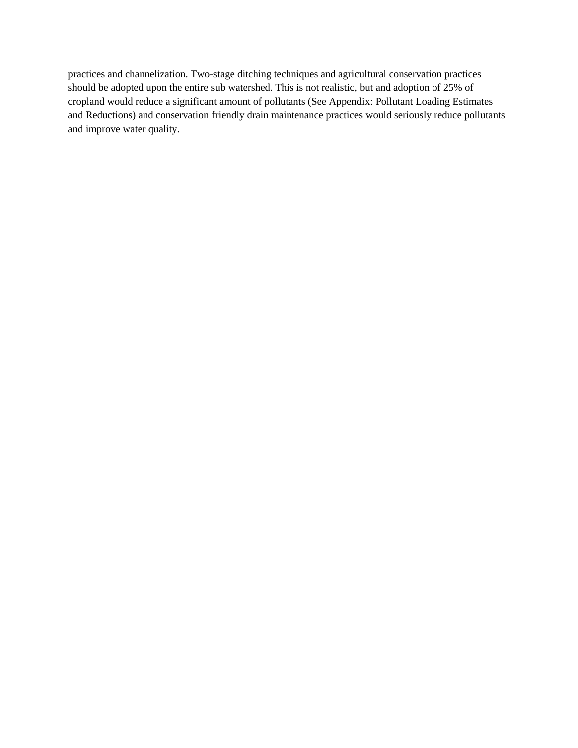practices and channelization. Two-stage ditching techniques and agricultural conservation practices should be adopted upon the entire sub watershed. This is not realistic, but and adoption of 25% of cropland would reduce a significant amount of pollutants (See Appendix: Pollutant Loading Estimates and Reductions) and conservation friendly drain maintenance practices would seriously reduce pollutants and improve water quality.